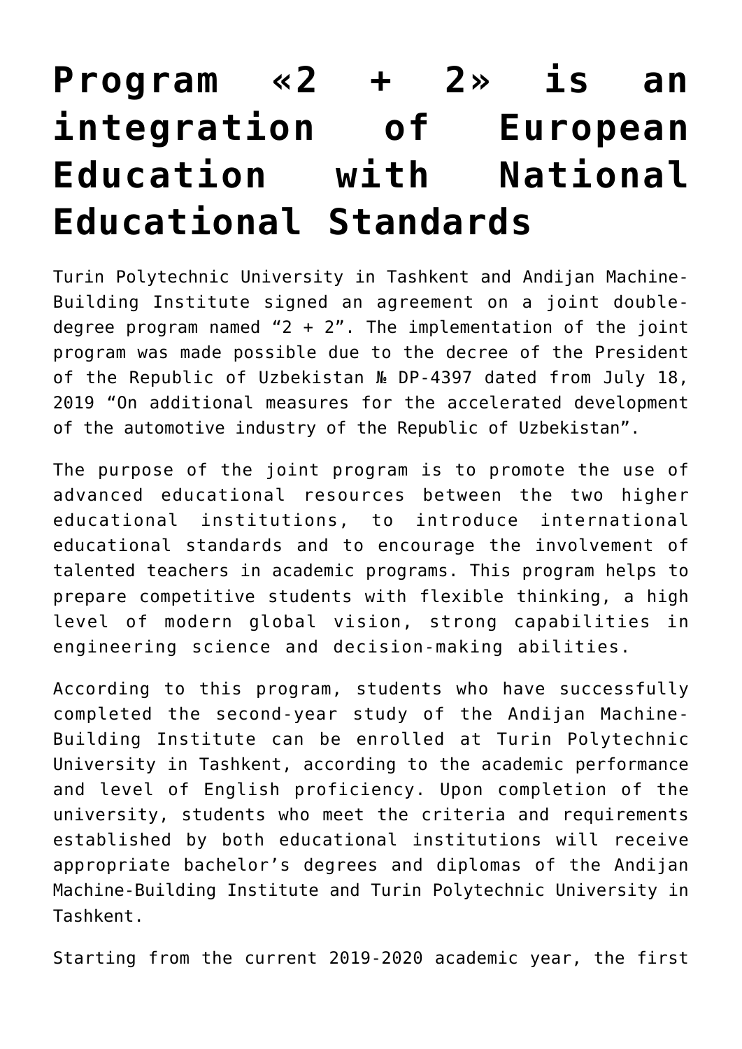# Program «2 + 2» is an integration of European Education with National Educational Standards

Turin Polytechnic University in Tashkent and Andijan Machine-Building Institute signed an agreement on a joint double-degree program named "2 + 2". The implementation of the joint program was made possible due to the decree of the President of the Republic of Uzbekistan № DP-4397 dated from July 18, 2019 "On additional measures for the accelerated development of the automotive industry of the Republic of Uzbekistan".

The purpose of the joint program is to promote the use of advanced educational resources between the two higher educational institutions, to introduce international educational standards and to encourage the involvement of talented teachers in academic programs. This program helps to prepare competitive students with flexible thinking, a high level of modern global vision, strong capabilities in engineering science and decision-making abilities.

According to this program, students who have successfully completed the second-year study of the Andijan Machine-Building Institute can be enrolled at Turin Polytechnic University in Tashkent, according to the academic performance and level of English proficiency. Upon completion of the university, students who meet the criteria and requirements established by both educational institutions will receive appropriate bachelor's degrees and diplomas of the Andijan Machine-Building Institute and Turin Polytechnic University in Tashkent.

Starting from the current 2019-2020 academic year, the first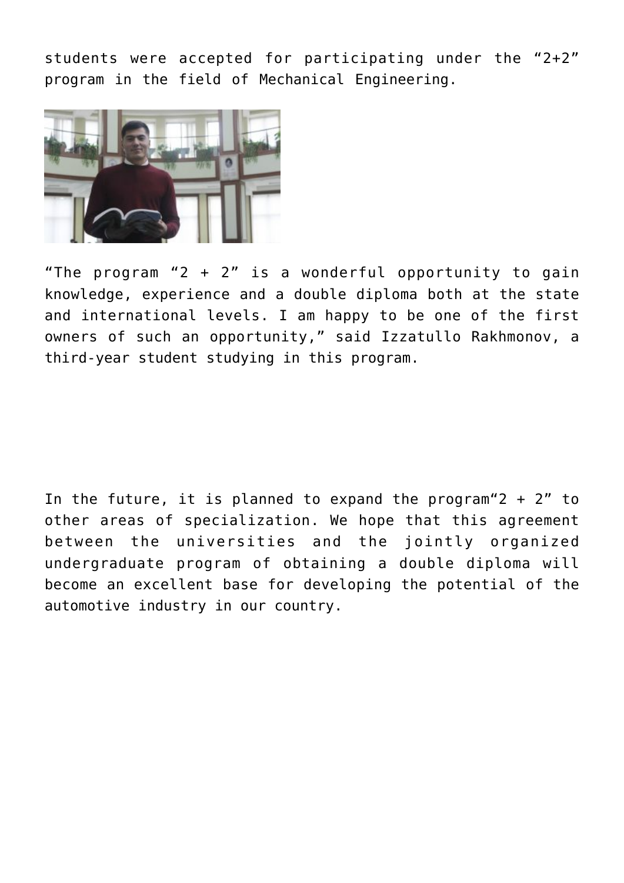students were accepted for participating under the “2+2” program in the field of Mechanical Engineering.

“The program “2 + 2” is a wonderful opportunity to gain knowledge, experience and a double diploma both at the state and international levels. I am happy to be one of the first owners of such an opportunity,” said Izzatullo Rakhmonov, a third-year student studying in this program.

In the future, it is planned to expand the program“2 + 2” to other areas of specialization. We hope that this agreement between the universities and the jointly organized undergraduate program of obtaining a double diploma will become an excellent base for developing the potential of the automotive industry in our country.